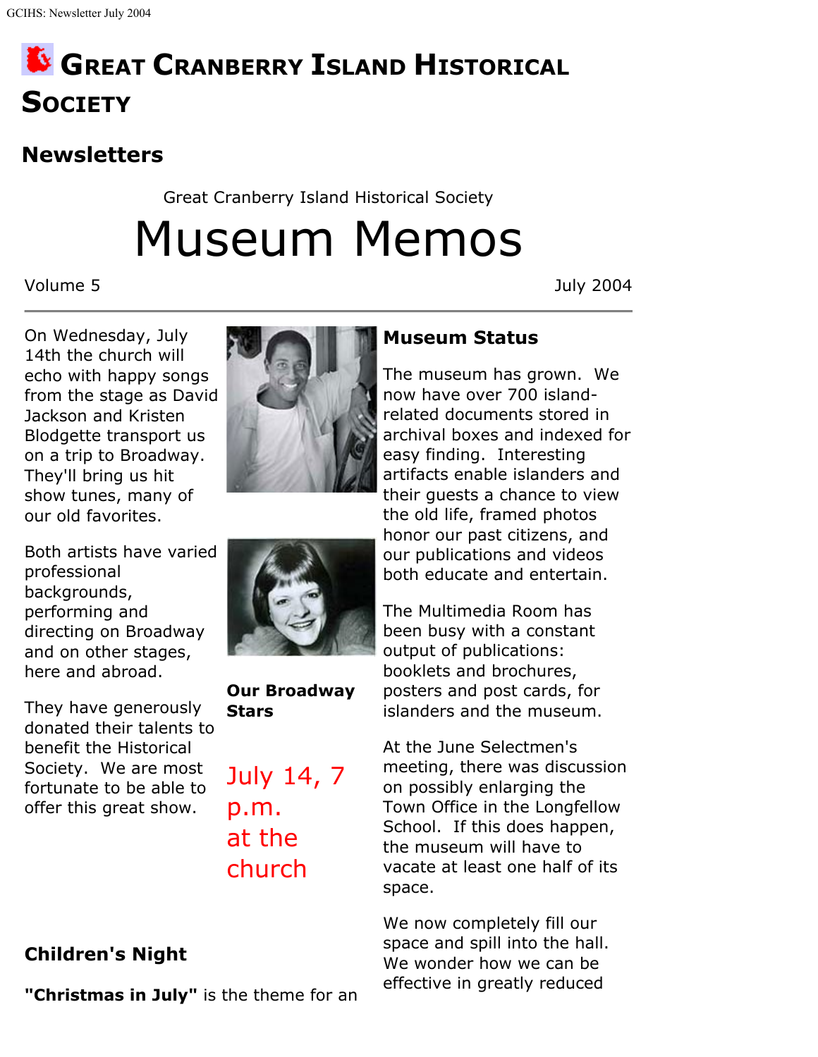# Great Cranberry Island Historical Society

## Newsletters

Great Cranberry Island Historical Society

# Museum Memos

Volume 5 July 2004

---

On Wednesday, July 14th the church will echo with happy songs from the stage as David Jackson and Kristen Blodgette transport us on a trip to Broadway. They'll bring us hit show tunes, many of our old favorites.

Both artists have varied professional backgrounds, performing and directing on Broadway and on other stages, here and abroad.

They have generously donated their talents to benefit the Historical Society. We are most fortunate to be able to offer this great show.

**Our Broadway Stars**

July 14, 7 p.m. at the church

### Children's Night

**"Christmas in July"** is the theme for an

### Museum Status

The museum has grown. We now have over 700 island-related documents stored in archival boxes and indexed for easy finding. Interesting artifacts enable islanders and their guests a chance to view the old life, framed photos honor our past citizens, and our publications and videos both educate and entertain.

The Multimedia Room has been busy with a constant output of publications: booklets and brochures, posters and post cards, for islanders and the museum.

At the June Selectmen's meeting, there was discussion on possibly enlarging the Town Office in the Longfellow School. If this does happen, the museum will have to vacate at least one half of its space.

We now completely fill our space and spill into the hall. We wonder how we can be effective in greatly reduced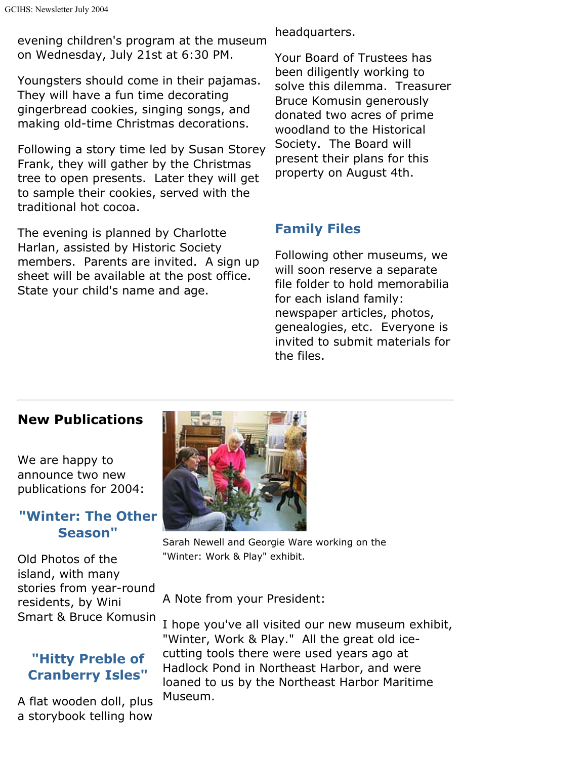evening children's program at the museum on Wednesday, July 21st at 6:30 PM.

Youngsters should come in their pajamas. They will have a fun time decorating gingerbread cookies, singing songs, and making old-time Christmas decorations.

Following a story time led by Susan Storey Frank, they will gather by the Christmas tree to open presents. Later they will get to sample their cookies, served with the traditional hot cocoa.

The evening is planned by Charlotte Harlan, assisted by Historic Society members. Parents are invited. A sign up sheet will be available at the post office. State your child's name and age.

headquarters.

Your Board of Trustees has been diligently working to solve this dilemma. Treasurer Bruce Komusin generously donated two acres of prime woodland to the Historical Society. The Board will present their plans for this property on August 4th.

## Family Files

Following other museums, we will soon reserve a separate file folder to hold memorabilia for each island family: newspaper articles, photos, genealogies, etc. Everyone is invited to submit materials for the files.

---

## New Publications

We are happy to announce two new publications for 2004:

### "Winter: The Other Season"

Old Photos of the island, with many stories from year-round residents, by Wini Smart & Bruce Komusin

### "Hitty Preble of Cranberry Isles"

A flat wooden doll, plus a storybook telling how

Sarah Newell and Georgie Ware working on the "Winter: Work & Play" exhibit.

A Note from your President:

I hope you've all visited our new museum exhibit, "Winter, Work & Play." All the great old ice-cutting tools there were used years ago at Hadlock Pond in Northeast Harbor, and were loaned to us by the Northeast Harbor Maritime Museum.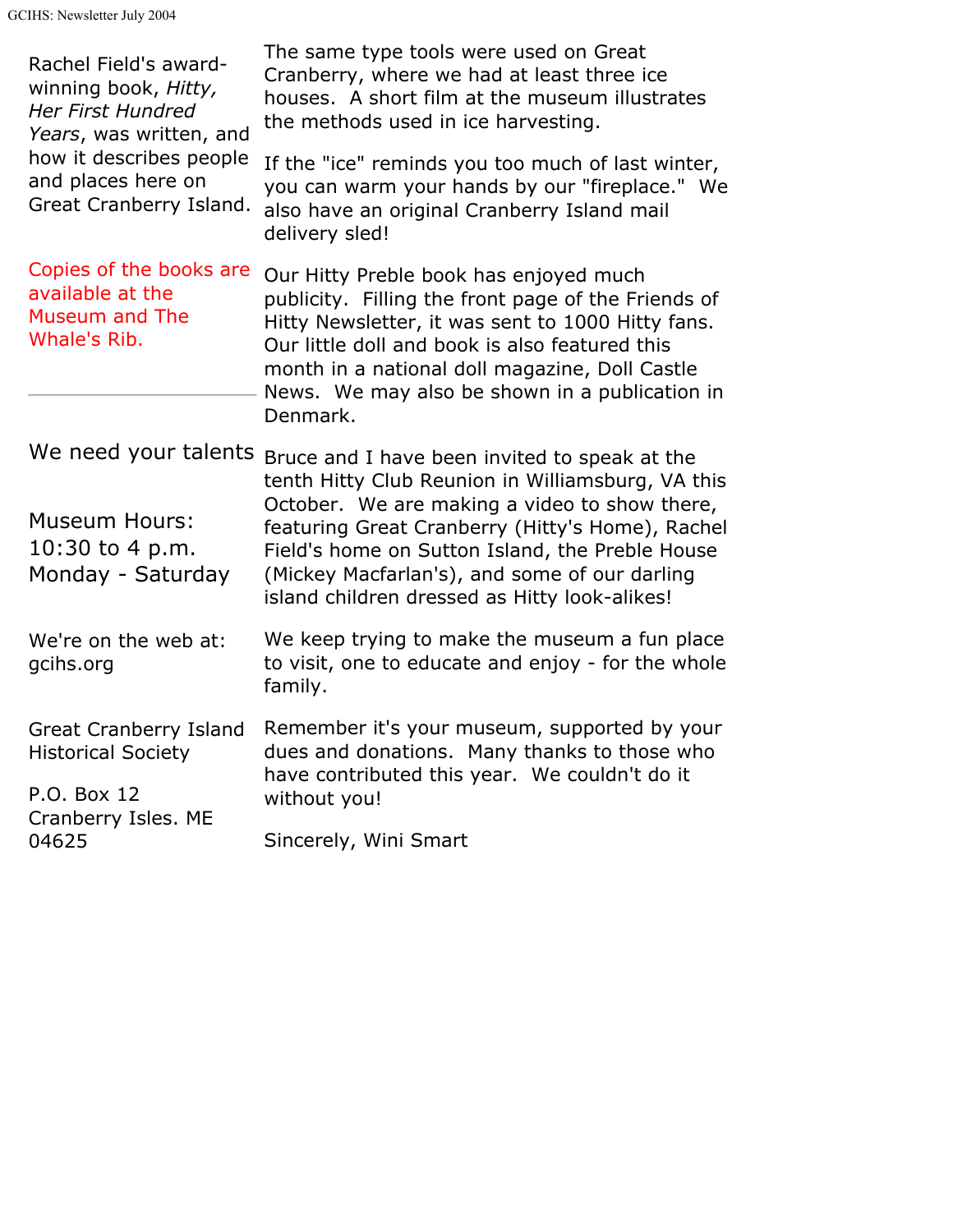Rachel Field's award-winning book, *Hitty, Her First Hundred Years*, was written, and how it describes people and places here on Great Cranberry Island.

Copies of the books are available at the Museum and The Whale's Rib.

---

We need your talents

Museum Hours:
10:30 to 4 p.m.
Monday - Saturday

We're on the web at:
gcihs.org

Great Cranberry Island Historical Society

P.O. Box 12
Cranberry Isles. ME 04625

The same type tools were used on Great Cranberry, where we had at least three ice houses. A short film at the museum illustrates the methods used in ice harvesting.

If the "ice" reminds you too much of last winter, you can warm your hands by our "fireplace." We also have an original Cranberry Island mail delivery sled!

Our Hitty Preble book has enjoyed much publicity. Filling the front page of the Friends of Hitty Newsletter, it was sent to 1000 Hitty fans. Our little doll and book is also featured this month in a national doll magazine, Doll Castle News. We may also be shown in a publication in Denmark.

Bruce and I have been invited to speak at the tenth Hitty Club Reunion in Williamsburg, VA this October. We are making a video to show there, featuring Great Cranberry (Hitty's Home), Rachel Field's home on Sutton Island, the Preble House (Mickey Macfarlan's), and some of our darling island children dressed as Hitty look-alikes!

We keep trying to make the museum a fun place to visit, one to educate and enjoy - for the whole family.

Remember it's your museum, supported by your dues and donations. Many thanks to those who have contributed this year. We couldn't do it without you!

Sincerely, Wini Smart